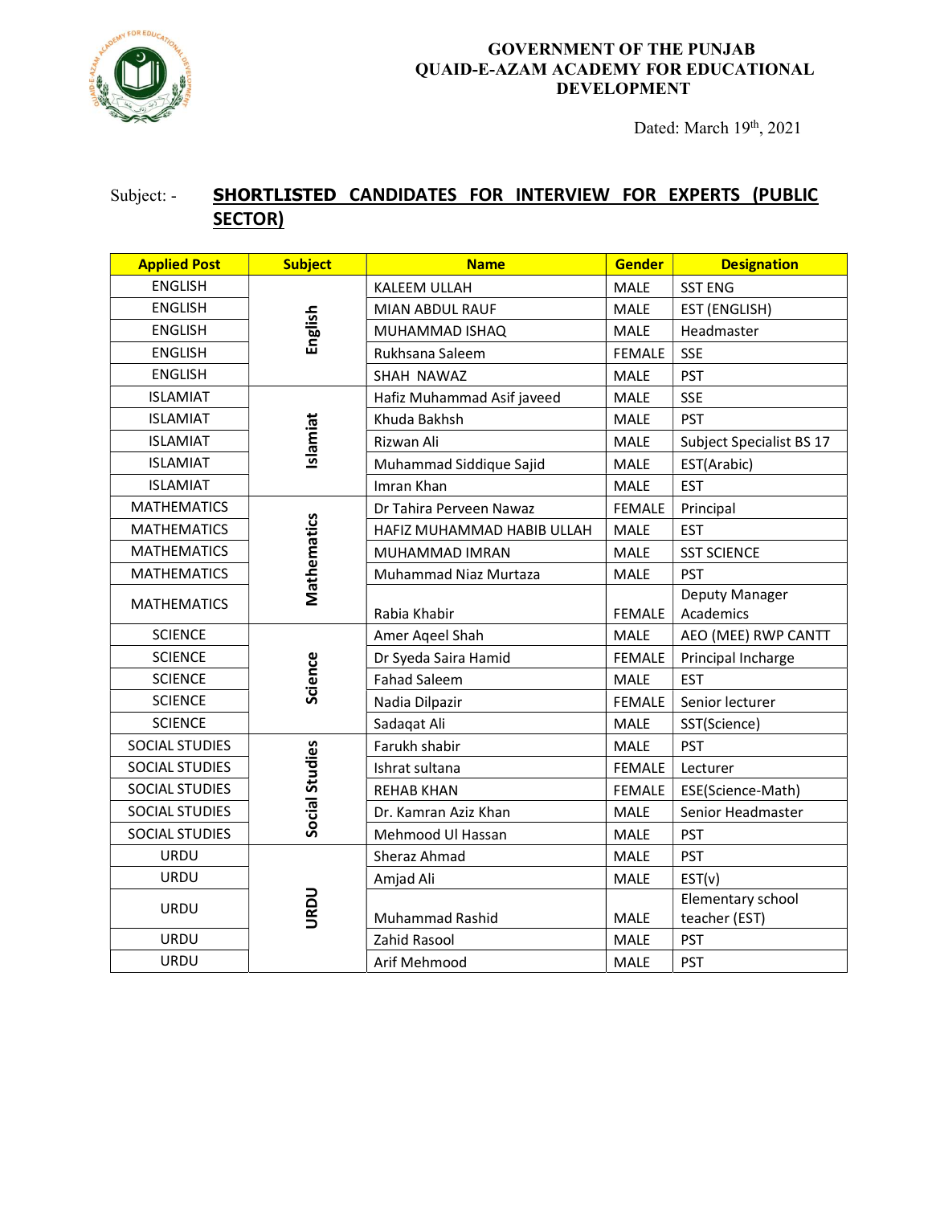# GOVERNMENT OF THE PUNJAB
# QUAID-E-AZAM ACADEMY FOR EDUCATIONAL DEVELOPMENT

Dated: March 19th, 2021

Subject: - **SHORTLISTED CANDIDATES FOR INTERVIEW FOR EXPERTS (PUBLIC SECTOR)**

| Applied Post | Subject | Name | Gender | Designation |
|---|---|---|---|---|
| ENGLISH | English | KALEEM ULLAH | MALE | SST ENG |
| ENGLISH | | MIAN ABDUL RAUF | MALE | EST (ENGLISH) |
| ENGLISH | | MUHAMMAD ISHAQ | MALE | Headmaster |
| ENGLISH | | Rukhsana Saleem | FEMALE | SSE |
| ENGLISH | | SHAH NAWAZ | MALE | PST |
| ISLAMIAT | Islamiat | Hafiz Muhammad Asif javeed | MALE | SSE |
| ISLAMIAT | | Khuda Bakhsh | MALE | PST |
| ISLAMIAT | | Rizwan Ali | MALE | Subject Specialist BS 17 |
| ISLAMIAT | | Muhammad Siddique Sajid | MALE | EST(Arabic) |
| ISLAMIAT | | Imran Khan | MALE | EST |
| MATHEMATICS | Mathematics | Dr Tahira Perveen Nawaz | FEMALE | Principal |
| MATHEMATICS | | HAFIZ MUHAMMAD HABIB ULLAH | MALE | EST |
| MATHEMATICS | | MUHAMMAD IMRAN | MALE | SST SCIENCE |
| MATHEMATICS | | Muhammad Niaz Murtaza | MALE | PST |
| MATHEMATICS | | Rabia Khabir | FEMALE | Deputy Manager Academics |
| SCIENCE | Science | Amer Aqeel Shah | MALE | AEO (MEE) RWP CANTT |
| SCIENCE | | Dr Syeda Saira Hamid | FEMALE | Principal Incharge |
| SCIENCE | | Fahad Saleem | MALE | EST |
| SCIENCE | | Nadia Dilpazir | FEMALE | Senior lecturer |
| SCIENCE | | Sadaqat Ali | MALE | SST(Science) |
| SOCIAL STUDIES | Social Studies | Farukh shabir | MALE | PST |
| SOCIAL STUDIES | | Ishrat sultana | FEMALE | Lecturer |
| SOCIAL STUDIES | | REHAB KHAN | FEMALE | ESE(Science-Math) |
| SOCIAL STUDIES | | Dr. Kamran Aziz Khan | MALE | Senior Headmaster |
| SOCIAL STUDIES | | Mehmood Ul Hassan | MALE | PST |
| URDU | URDU | Sheraz Ahmad | MALE | PST |
| URDU | | Amjad Ali | MALE | EST(v) |
| URDU | | Muhammad Rashid | MALE | Elementary school teacher (EST) |
| URDU | | Zahid Rasool | MALE | PST |
| URDU | | Arif Mehmood | MALE | PST |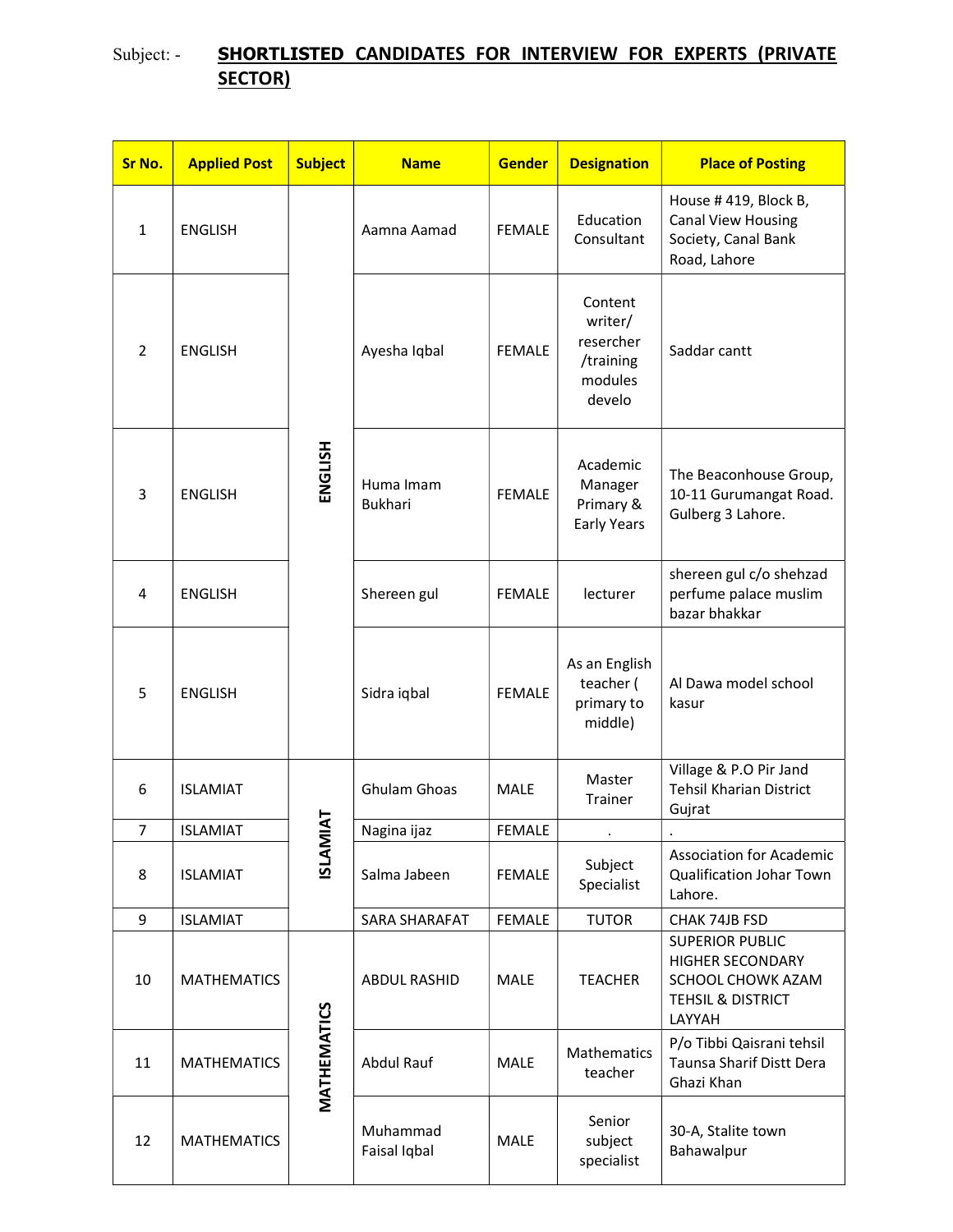Subject: - **SHORTLISTED CANDIDATES FOR INTERVIEW FOR EXPERTS (PRIVATE SECTOR)**

| Sr No. | Applied Post | Subject | Name | Gender | Designation | Place of Posting |
|---|---|---|---|---|---|---|
| 1 | ENGLISH | ENGLISH | Aamna Aamad | FEMALE | Education Consultant | House # 419, Block B, Canal View Housing Society, Canal Bank Road, Lahore |
| 2 | ENGLISH | | Ayesha Iqbal | FEMALE | Content writer/ resercher /training modules develo | Saddar cantt |
| 3 | ENGLISH | | Huma Imam Bukhari | FEMALE | Academic Manager Primary & Early Years | The Beaconhouse Group, 10-11 Gurumangat Road. Gulberg 3 Lahore. |
| 4 | ENGLISH | | Shereen gul | FEMALE | lecturer | shereen gul c/o shehzad perfume palace muslim bazar bhakkar |
| 5 | ENGLISH | | Sidra iqbal | FEMALE | As an English teacher ( primary to middle) | Al Dawa model school kasur |
| 6 | ISLAMIAT | ISLAMIAT | Ghulam Ghoas | MALE | Master Trainer | Village & P.O Pir Jand Tehsil Kharian District Gujrat |
| 7 | ISLAMIAT | | Nagina ijaz | FEMALE | . | . |
| 8 | ISLAMIAT | | Salma Jabeen | FEMALE | Subject Specialist | Association for Academic Qualification Johar Town Lahore. |
| 9 | ISLAMIAT | | SARA SHARAFAT | FEMALE | TUTOR | CHAK 74JB FSD |
| 10 | MATHEMATICS | MATHEMATICS | ABDUL RASHID | MALE | TEACHER | SUPERIOR PUBLIC HIGHER SECONDARY SCHOOL CHOWK AZAM TEHSIL & DISTRICT LAYYAH |
| 11 | MATHEMATICS | | Abdul Rauf | MALE | Mathematics teacher | P/o Tibbi Qaisrani tehsil Taunsa Sharif Distt Dera Ghazi Khan |
| 12 | MATHEMATICS | | Muhammad Faisal Iqbal | MALE | Senior subject specialist | 30-A, Stalite town Bahawalpur |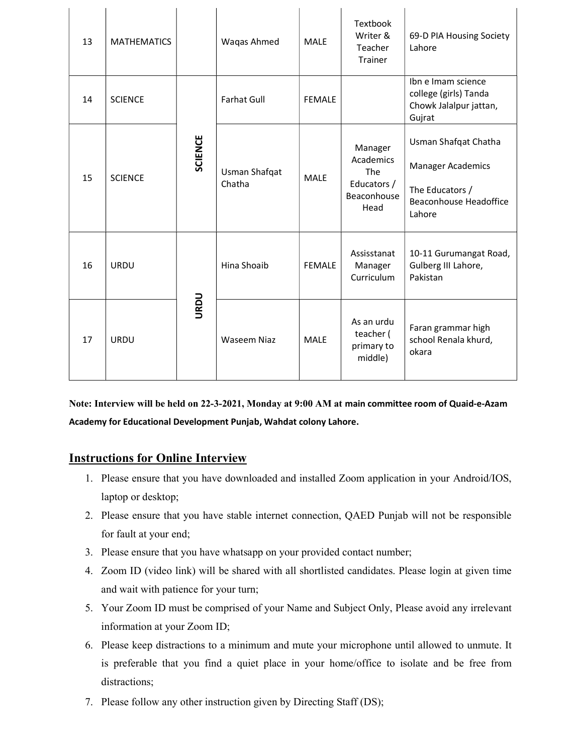| 13 | MATHEMATICS | | Waqas Ahmed | MALE | Textbook Writer & Teacher Trainer | 69-D PIA Housing Society Lahore |
|---|---|---|---|---|---|---|
| 14 | SCIENCE | SCIENCE | Farhat Gull | FEMALE | | Ibn e Imam science college (girls) Tanda Chowk Jalalpur jattan, Gujrat |
| 15 | SCIENCE | | Usman Shafqat Chatha | MALE | Manager Academics The Educators / Beaconhouse Head | Usman Shafqat Chatha<br><br>Manager Academics<br><br>The Educators / Beaconhouse Headoffice Lahore |
| 16 | URDU | URDU | Hina Shoaib | FEMALE | Assisstanat Manager Curriculum | 10-11 Gurumangat Road, Gulberg III Lahore, Pakistan |
| 17 | URDU | | Waseem Niaz | MALE | As an urdu teacher ( primary to middle) | Faran grammar high school Renala khurd, okara |

**Note: Interview will be held on 22-3-2021, Monday at 9:00 AM at main committee room of Quaid-e-Azam Academy for Educational Development Punjab, Wahdat colony Lahore.**

## Instructions for Online Interview

1. Please ensure that you have downloaded and installed Zoom application in your Android/IOS, laptop or desktop;
2. Please ensure that you have stable internet connection, QAED Punjab will not be responsible for fault at your end;
3. Please ensure that you have whatsapp on your provided contact number;
4. Zoom ID (video link) will be shared with all shortlisted candidates. Please login at given time and wait with patience for your turn;
5. Your Zoom ID must be comprised of your Name and Subject Only, Please avoid any irrelevant information at your Zoom ID;
6. Please keep distractions to a minimum and mute your microphone until allowed to unmute. It is preferable that you find a quiet place in your home/office to isolate and be free from distractions;
7. Please follow any other instruction given by Directing Staff (DS);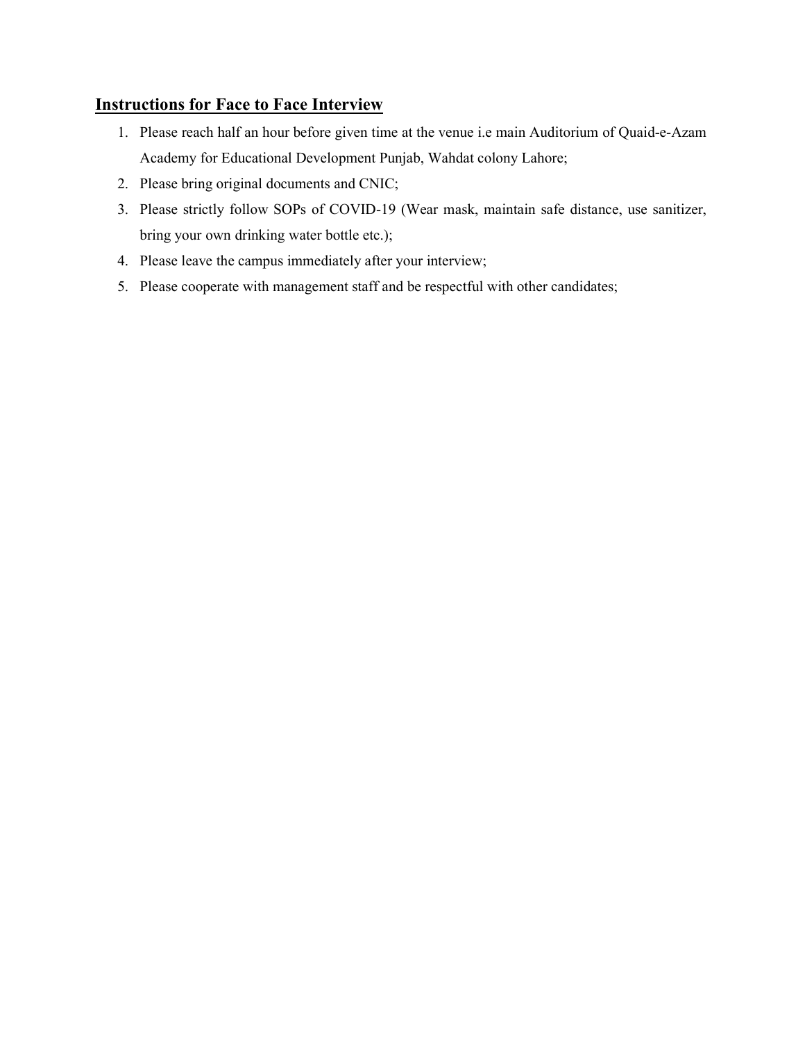## **Instructions for Face to Face Interview**

1. Please reach half an hour before given time at the venue i.e main Auditorium of Quaid-e-Azam Academy for Educational Development Punjab, Wahdat colony Lahore;
2. Please bring original documents and CNIC;
3. Please strictly follow SOPs of COVID-19 (Wear mask, maintain safe distance, use sanitizer, bring your own drinking water bottle etc.);
4. Please leave the campus immediately after your interview;
5. Please cooperate with management staff and be respectful with other candidates;